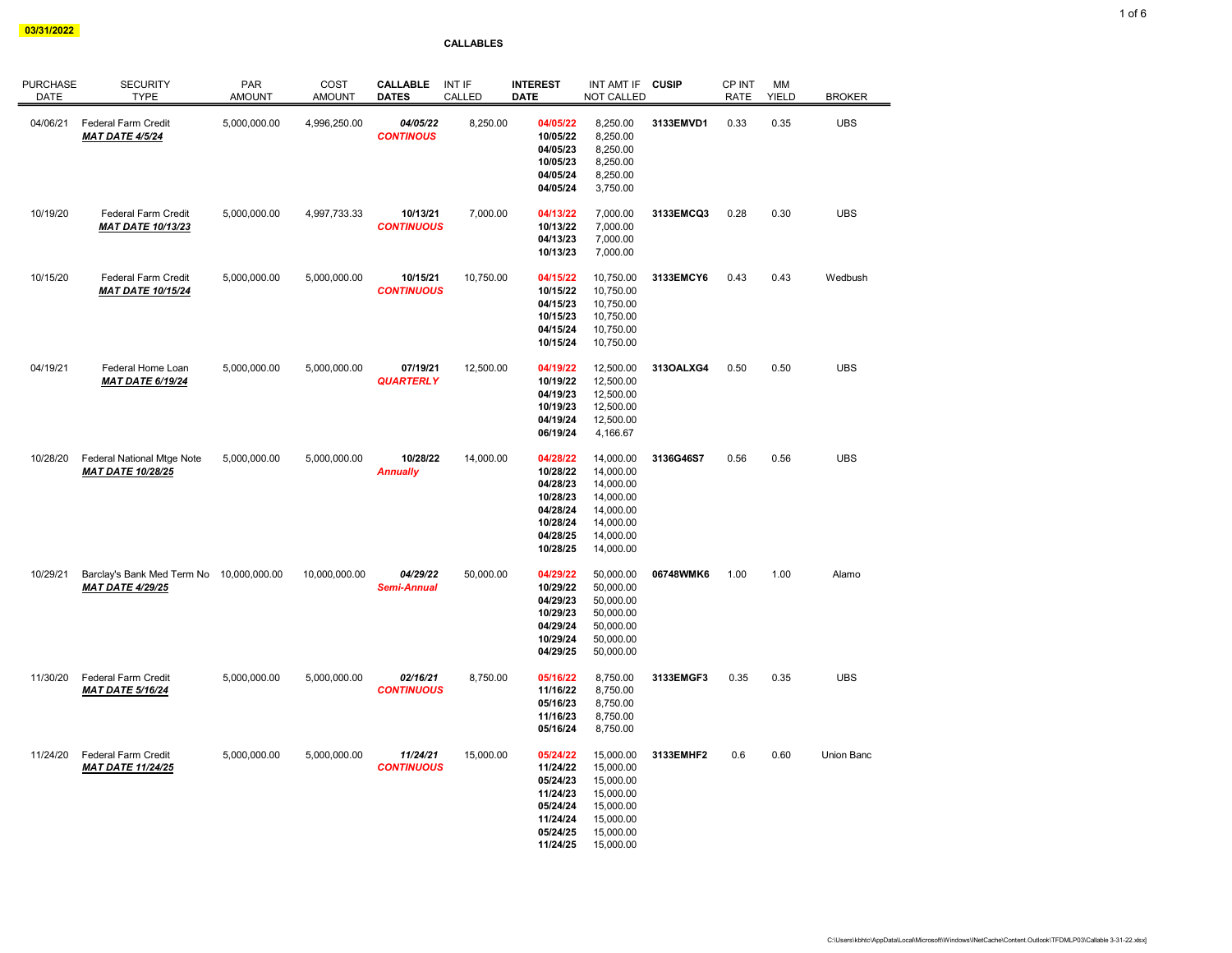03/31/2022

# CALLABLES

| PURCHASE DATE | SECURITY TYPE | PAR AMOUNT | COST AMOUNT | CALLABLE DATES | INT IF CALLED | INTEREST DATE | INT AMT IF NOT CALLED | CUSIP | CP INT RATE | MM YIELD | BROKER |
|---|---|---|---|---|---|---|---|---|---|---|---|
| 04/06/21 | Federal Farm Credit | 5,000,000.00 | 4,996,250.00 | *04/05/22* | 8,250.00 | **04/05/22** | 8,250.00 | **3133EMVD1** | 0.33 | 0.35 | UBS |
| | ***MAT DATE 4/5/24*** | | | ***CONTINOUS*** | | **10/05/22** | 8,250.00 | | | | |
| | | | | | | **04/05/23** | 8,250.00 | | | | |
| | | | | | | **10/05/23** | 8,250.00 | | | | |
| | | | | | | **04/05/24** | 8,250.00 | | | | |
| | | | | | | **04/05/24** | 3,750.00 | | | | |
| 10/19/20 | Federal Farm Credit | 5,000,000.00 | 4,997,733.33 | **10/13/21** | 7,000.00 | **04/13/22** | 7,000.00 | **3133EMCQ3** | 0.28 | 0.30 | UBS |
| | ***MAT DATE 10/13/23*** | | | ***CONTINUOUS*** | | **10/13/22** | 7,000.00 | | | | |
| | | | | | | **04/13/23** | 7,000.00 | | | | |
| | | | | | | **10/13/23** | 7,000.00 | | | | |
| 10/15/20 | Federal Farm Credit | 5,000,000.00 | 5,000,000.00 | **10/15/21** | 10,750.00 | **04/15/22** | 10,750.00 | **3133EMCY6** | 0.43 | 0.43 | Wedbush |
| | ***MAT DATE 10/15/24*** | | | ***CONTINUOUS*** | | **10/15/22** | 10,750.00 | | | | |
| | | | | | | **04/15/23** | 10,750.00 | | | | |
| | | | | | | **10/15/23** | 10,750.00 | | | | |
| | | | | | | **04/15/24** | 10,750.00 | | | | |
| | | | | | | **10/15/24** | 10,750.00 | | | | |
| 04/19/21 | Federal Home Loan | 5,000,000.00 | 5,000,000.00 | **07/19/21** | 12,500.00 | **04/19/22** | 12,500.00 | **313OALXG4** | 0.50 | 0.50 | UBS |
| | ***MAT DATE 6/19/24*** | | | ***QUARTERLY*** | | **10/19/22** | 12,500.00 | | | | |
| | | | | | | **04/19/23** | 12,500.00 | | | | |
| | | | | | | **10/19/23** | 12,500.00 | | | | |
| | | | | | | **04/19/24** | 12,500.00 | | | | |
| | | | | | | **06/19/24** | 4,166.67 | | | | |
| 10/28/20 | Federal National Mtge Note | 5,000,000.00 | 5,000,000.00 | **10/28/22** | 14,000.00 | **04/28/22** | 14,000.00 | **3136G46S7** | 0.56 | 0.56 | UBS |
| | ***MAT DATE 10/28/25*** | | | ***Annually*** | | **10/28/22** | 14,000.00 | | | | |
| | | | | | | **04/28/23** | 14,000.00 | | | | |
| | | | | | | **10/28/23** | 14,000.00 | | | | |
| | | | | | | **04/28/24** | 14,000.00 | | | | |
| | | | | | | **10/28/24** | 14,000.00 | | | | |
| | | | | | | **04/28/25** | 14,000.00 | | | | |
| | | | | | | **10/28/25** | 14,000.00 | | | | |
| 10/29/21 | Barclay's Bank Med Term No | 10,000,000.00 | 10,000,000.00 | *04/29/22* | 50,000.00 | **04/29/22** | 50,000.00 | **06748WMK6** | 1.00 | 1.00 | Alamo |
| | ***MAT DATE 4/29/25*** | | | ***Semi-Annual*** | | **10/29/22** | 50,000.00 | | | | |
| | | | | | | **04/29/23** | 50,000.00 | | | | |
| | | | | | | **10/29/23** | 50,000.00 | | | | |
| | | | | | | **04/29/24** | 50,000.00 | | | | |
| | | | | | | **10/29/24** | 50,000.00 | | | | |
| | | | | | | **04/29/25** | 50,000.00 | | | | |
| 11/30/20 | Federal Farm Credit | 5,000,000.00 | 5,000,000.00 | *02/16/21* | 8,750.00 | **05/16/22** | 8,750.00 | **3133EMGF3** | 0.35 | 0.35 | UBS |
| | ***MAT DATE 5/16/24*** | | | ***CONTINUOUS*** | | **11/16/22** | 8,750.00 | | | | |
| | | | | | | **05/16/23** | 8,750.00 | | | | |
| | | | | | | **11/16/23** | 8,750.00 | | | | |
| | | | | | | **05/16/24** | 8,750.00 | | | | |
| 11/24/20 | Federal Farm Credit | 5,000,000.00 | 5,000,000.00 | *11/24/21* | 15,000.00 | **05/24/22** | 15,000.00 | **3133EMHF2** | 0.6 | 0.60 | Union Banc |
| | ***MAT DATE 11/24/25*** | | | ***CONTINUOUS*** | | **11/24/22** | 15,000.00 | | | | |
| | | | | | | **05/24/23** | 15,000.00 | | | | |
| | | | | | | **11/24/23** | 15,000.00 | | | | |
| | | | | | | **05/24/24** | 15,000.00 | | | | |
| | | | | | | **11/24/24** | 15,000.00 | | | | |
| | | | | | | **05/24/25** | 15,000.00 | | | | |
| | | | | | | **11/24/25** | 15,000.00 | | | | |

C:\Users\kbhtc\AppData\Local\Microsoft\Windows\INetCache\Content.Outlook\TFDMLP03\Callable 3-31-22.xlsx]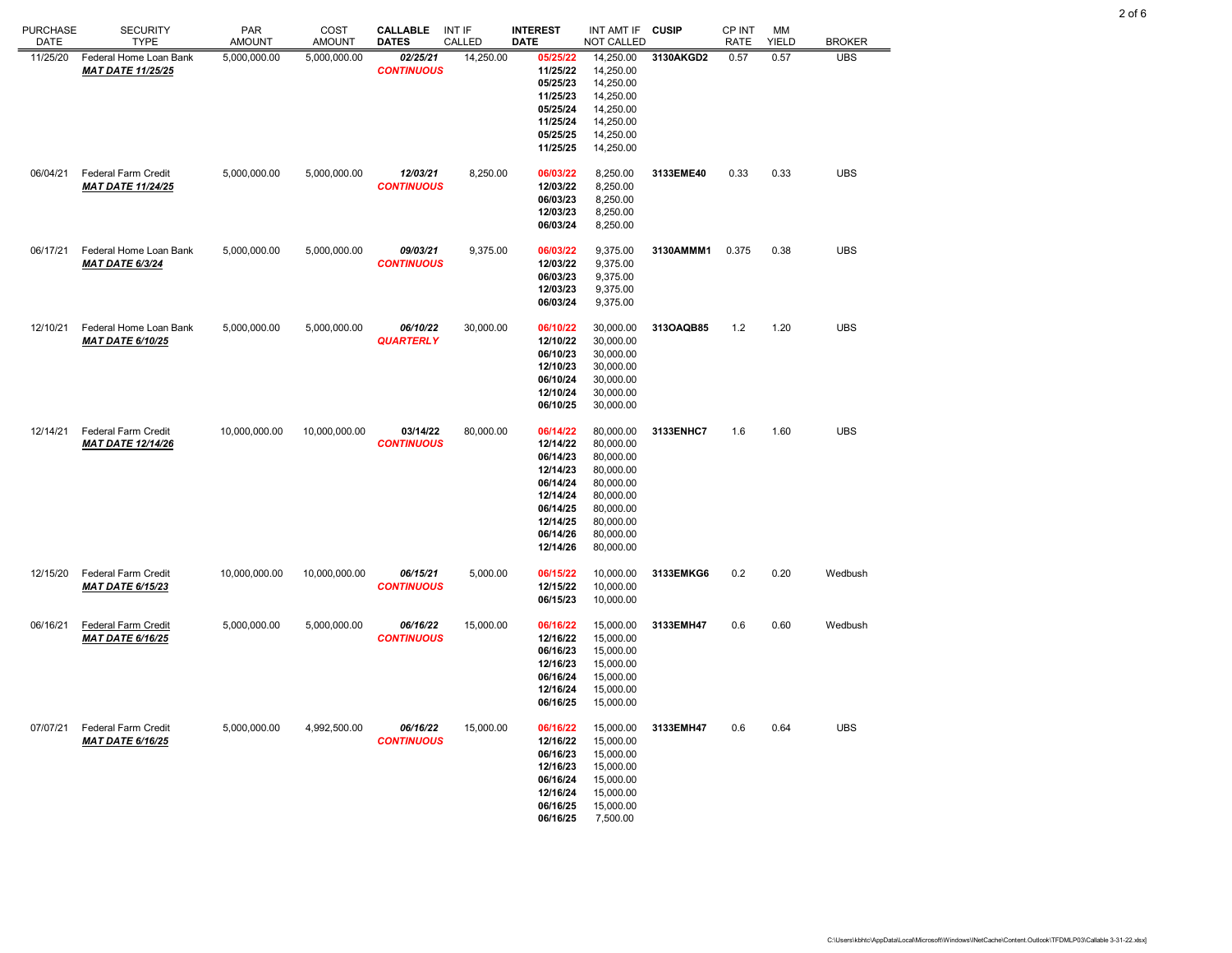| PURCHASE DATE | SECURITY TYPE | PAR AMOUNT | COST AMOUNT | CALLABLE DATES | INT IF CALLED | INTEREST DATE | INT AMT IF NOT CALLED | CUSIP | CP INT RATE | MM YIELD | BROKER |
|---|---|---|---|---|---|---|---|---|---|---|---|
| 11/25/20 | Federal Home Loan Bank | 5,000,000.00 | 5,000,000.00 | ***02/25/21*** | 14,250.00 | **05/25/22** | 14,250.00 | **3130AKGD2** | 0.57 | 0.57 | UBS |
| | ***MAT DATE 11/25/25*** | | | ***CONTINUOUS*** | | **11/25/22** | 14,250.00 | | | | |
| | | | | | | **05/25/23** | 14,250.00 | | | | |
| | | | | | | **11/25/23** | 14,250.00 | | | | |
| | | | | | | **05/25/24** | 14,250.00 | | | | |
| | | | | | | **11/25/24** | 14,250.00 | | | | |
| | | | | | | **05/25/25** | 14,250.00 | | | | |
| | | | | | | **11/25/25** | 14,250.00 | | | | |
| 06/04/21 | Federal Farm Credit | 5,000,000.00 | 5,000,000.00 | ***12/03/21*** | 8,250.00 | **06/03/22** | 8,250.00 | **3133EME40** | 0.33 | 0.33 | UBS |
| | ***MAT DATE 11/24/25*** | | | ***CONTINUOUS*** | | **12/03/22** | 8,250.00 | | | | |
| | | | | | | **06/03/23** | 8,250.00 | | | | |
| | | | | | | **12/03/23** | 8,250.00 | | | | |
| | | | | | | **06/03/24** | 8,250.00 | | | | |
| 06/17/21 | Federal Home Loan Bank | 5,000,000.00 | 5,000,000.00 | ***09/03/21*** | 9,375.00 | **06/03/22** | 9,375.00 | **3130AMMM1** | 0.375 | 0.38 | UBS |
| | ***MAT DATE 6/3/24*** | | | ***CONTINUOUS*** | | **12/03/22** | 9,375.00 | | | | |
| | | | | | | **06/03/23** | 9,375.00 | | | | |
| | | | | | | **12/03/23** | 9,375.00 | | | | |
| | | | | | | **06/03/24** | 9,375.00 | | | | |
| 12/10/21 | Federal Home Loan Bank | 5,000,000.00 | 5,000,000.00 | ***06/10/22*** | 30,000.00 | **06/10/22** | 30,000.00 | **313OAQB85** | 1.2 | 1.20 | UBS |
| | ***MAT DATE 6/10/25*** | | | ***QUARTERLY*** | | **12/10/22** | 30,000.00 | | | | |
| | | | | | | **06/10/23** | 30,000.00 | | | | |
| | | | | | | **12/10/23** | 30,000.00 | | | | |
| | | | | | | **06/10/24** | 30,000.00 | | | | |
| | | | | | | **12/10/24** | 30,000.00 | | | | |
| | | | | | | **06/10/25** | 30,000.00 | | | | |
| 12/14/21 | Federal Farm Credit | 10,000,000.00 | 10,000,000.00 | **03/14/22** | 80,000.00 | **06/14/22** | 80,000.00 | **3133ENHC7** | 1.6 | 1.60 | UBS |
| | ***MAT DATE 12/14/26*** | | | ***CONTINUOUS*** | | **12/14/22** | 80,000.00 | | | | |
| | | | | | | **06/14/23** | 80,000.00 | | | | |
| | | | | | | **12/14/23** | 80,000.00 | | | | |
| | | | | | | **06/14/24** | 80,000.00 | | | | |
| | | | | | | **12/14/24** | 80,000.00 | | | | |
| | | | | | | **06/14/25** | 80,000.00 | | | | |
| | | | | | | **12/14/25** | 80,000.00 | | | | |
| | | | | | | **06/14/26** | 80,000.00 | | | | |
| | | | | | | **12/14/26** | 80,000.00 | | | | |
| 12/15/20 | Federal Farm Credit | 10,000,000.00 | 10,000,000.00 | ***06/15/21*** | 5,000.00 | **06/15/22** | 10,000.00 | **3133EMKG6** | 0.2 | 0.20 | Wedbush |
| | ***MAT DATE 6/15/23*** | | | ***CONTINUOUS*** | | **12/15/22** | 10,000.00 | | | | |
| | | | | | | **06/15/23** | 10,000.00 | | | | |
| 06/16/21 | Federal Farm Credit | 5,000,000.00 | 5,000,000.00 | ***06/16/22*** | 15,000.00 | **06/16/22** | 15,000.00 | **3133EMH47** | 0.6 | 0.60 | Wedbush |
| | ***MAT DATE 6/16/25*** | | | ***CONTINUOUS*** | | **12/16/22** | 15,000.00 | | | | |
| | | | | | | **06/16/23** | 15,000.00 | | | | |
| | | | | | | **12/16/23** | 15,000.00 | | | | |
| | | | | | | **06/16/24** | 15,000.00 | | | | |
| | | | | | | **12/16/24** | 15,000.00 | | | | |
| | | | | | | **06/16/25** | 15,000.00 | | | | |
| 07/07/21 | Federal Farm Credit | 5,000,000.00 | 4,992,500.00 | ***06/16/22*** | 15,000.00 | **06/16/22** | 15,000.00 | **3133EMH47** | 0.6 | 0.64 | UBS |
| | ***MAT DATE 6/16/25*** | | | ***CONTINUOUS*** | | **12/16/22** | 15,000.00 | | | | |
| | | | | | | **06/16/23** | 15,000.00 | | | | |
| | | | | | | **12/16/23** | 15,000.00 | | | | |
| | | | | | | **06/16/24** | 15,000.00 | | | | |
| | | | | | | **12/16/24** | 15,000.00 | | | | |
| | | | | | | **06/16/25** | 15,000.00 | | | | |
| | | | | | | **06/16/25** | 7,500.00 | | | | |

C:\Users\kbhtc\AppData\Local\Microsoft\Windows\INetCache\Content.Outlook\TFDMLP03\Callable 3-31-22.xlsx]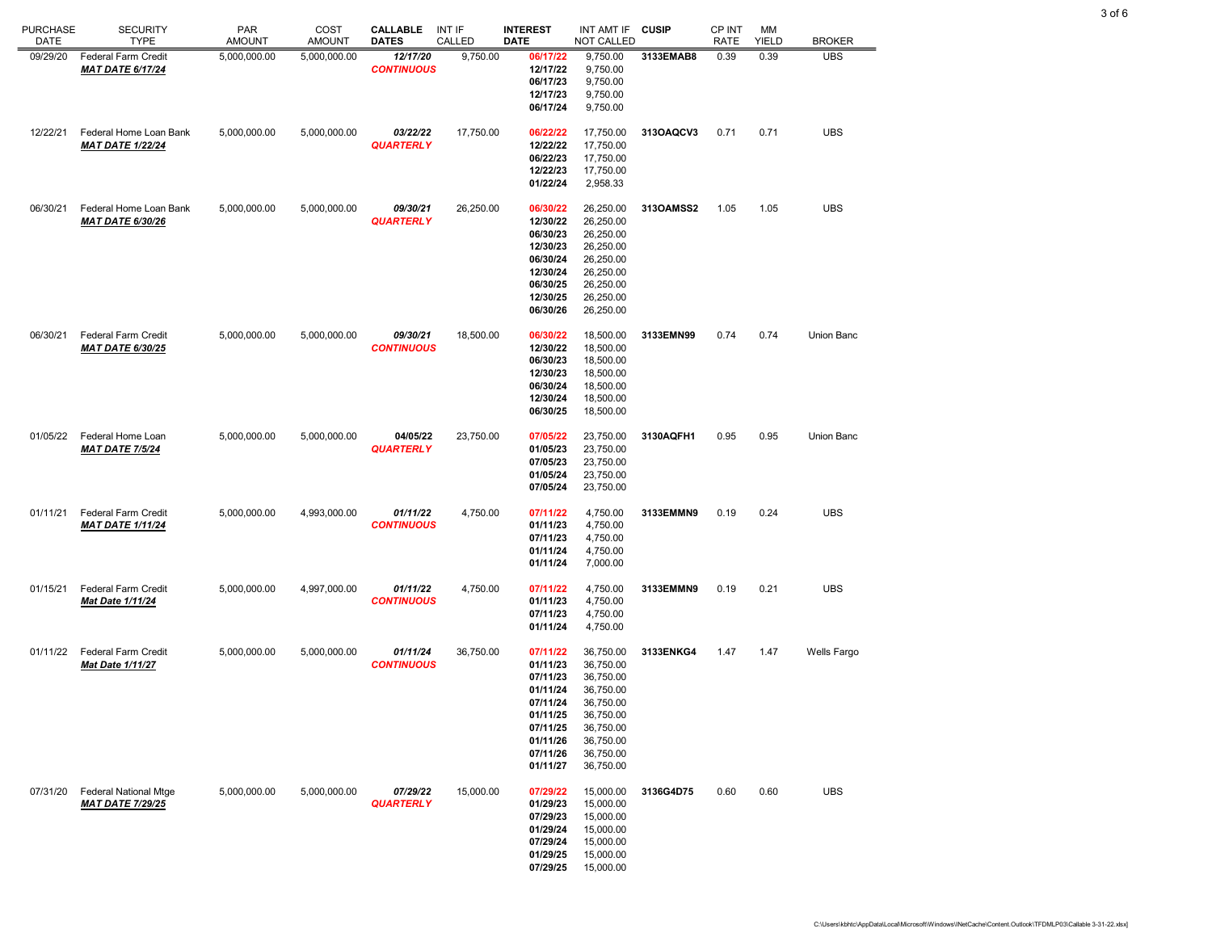| PURCHASE DATE | SECURITY TYPE | PAR AMOUNT | COST AMOUNT | CALLABLE DATES | INT IF CALLED | INTEREST DATE | INT AMT IF NOT CALLED | CUSIP | CP INT RATE | MM YIELD | BROKER |
|---|---|---|---|---|---|---|---|---|---|---|---|
| 09/29/20 | Federal Farm Credit | 5,000,000.00 | 5,000,000.00 | ***12/17/20*** | 9,750.00 | **06/17/22** | 9,750.00 | **3133EMAB8** | 0.39 | 0.39 | UBS |
| | ***MAT DATE 6/17/24*** | | | ***CONTINUOUS*** | | **12/17/22** | 9,750.00 | | | | |
| | | | | | | **06/17/23** | 9,750.00 | | | | |
| | | | | | | **12/17/23** | 9,750.00 | | | | |
| | | | | | | **06/17/24** | 9,750.00 | | | | |
| 12/22/21 | Federal Home Loan Bank | 5,000,000.00 | 5,000,000.00 | ***03/22/22*** | 17,750.00 | **06/22/22** | 17,750.00 | **313OAQCV3** | 0.71 | 0.71 | UBS |
| | ***MAT DATE 1/22/24*** | | | ***QUARTERLY*** | | **12/22/22** | 17,750.00 | | | | |
| | | | | | | **06/22/23** | 17,750.00 | | | | |
| | | | | | | **12/22/23** | 17,750.00 | | | | |
| | | | | | | **01/22/24** | 2,958.33 | | | | |
| 06/30/21 | Federal Home Loan Bank | 5,000,000.00 | 5,000,000.00 | ***09/30/21*** | 26,250.00 | **06/30/22** | 26,250.00 | **313OAMSS2** | 1.05 | 1.05 | UBS |
| | ***MAT DATE 6/30/26*** | | | ***QUARTERLY*** | | **12/30/22** | 26,250.00 | | | | |
| | | | | | | **06/30/23** | 26,250.00 | | | | |
| | | | | | | **12/30/23** | 26,250.00 | | | | |
| | | | | | | **06/30/24** | 26,250.00 | | | | |
| | | | | | | **12/30/24** | 26,250.00 | | | | |
| | | | | | | **06/30/25** | 26,250.00 | | | | |
| | | | | | | **12/30/25** | 26,250.00 | | | | |
| | | | | | | **06/30/26** | 26,250.00 | | | | |
| 06/30/21 | Federal Farm Credit | 5,000,000.00 | 5,000,000.00 | ***09/30/21*** | 18,500.00 | **06/30/22** | 18,500.00 | **3133EMN99** | 0.74 | 0.74 | Union Banc |
| | ***MAT DATE 6/30/25*** | | | ***CONTINUOUS*** | | **12/30/22** | 18,500.00 | | | | |
| | | | | | | **06/30/23** | 18,500.00 | | | | |
| | | | | | | **12/30/23** | 18,500.00 | | | | |
| | | | | | | **06/30/24** | 18,500.00 | | | | |
| | | | | | | **12/30/24** | 18,500.00 | | | | |
| | | | | | | **06/30/25** | 18,500.00 | | | | |
| 01/05/22 | Federal Home Loan | 5,000,000.00 | 5,000,000.00 | ***04/05/22*** | 23,750.00 | **07/05/22** | 23,750.00 | **3130AQFH1** | 0.95 | 0.95 | Union Banc |
| | ***MAT DATE 7/5/24*** | | | ***QUARTERLY*** | | **01/05/23** | 23,750.00 | | | | |
| | | | | | | **07/05/23** | 23,750.00 | | | | |
| | | | | | | **01/05/24** | 23,750.00 | | | | |
| | | | | | | **07/05/24** | 23,750.00 | | | | |
| 01/11/21 | Federal Farm Credit | 5,000,000.00 | 4,993,000.00 | ***01/11/22*** | 4,750.00 | **07/11/22** | 4,750.00 | **3133EMMN9** | 0.19 | 0.24 | UBS |
| | ***MAT DATE 1/11/24*** | | | ***CONTINUOUS*** | | **01/11/23** | 4,750.00 | | | | |
| | | | | | | **07/11/23** | 4,750.00 | | | | |
| | | | | | | **01/11/24** | 4,750.00 | | | | |
| | | | | | | **01/11/24** | 7,000.00 | | | | |
| 01/15/21 | Federal Farm Credit | 5,000,000.00 | 4,997,000.00 | ***01/11/22*** | 4,750.00 | **07/11/22** | 4,750.00 | **3133EMMN9** | 0.19 | 0.21 | UBS |
| | ***Mat Date 1/11/24*** | | | ***CONTINUOUS*** | | **01/11/23** | 4,750.00 | | | | |
| | | | | | | **07/11/23** | 4,750.00 | | | | |
| | | | | | | **01/11/24** | 4,750.00 | | | | |
| 01/11/22 | Federal Farm Credit | 5,000,000.00 | 5,000,000.00 | ***01/11/24*** | 36,750.00 | **07/11/22** | 36,750.00 | **3133ENKG4** | 1.47 | 1.47 | Wells Fargo |
| | ***Mat Date 1/11/27*** | | | ***CONTINUOUS*** | | **01/11/23** | 36,750.00 | | | | |
| | | | | | | **07/11/23** | 36,750.00 | | | | |
| | | | | | | **01/11/24** | 36,750.00 | | | | |
| | | | | | | **07/11/24** | 36,750.00 | | | | |
| | | | | | | **01/11/25** | 36,750.00 | | | | |
| | | | | | | **07/11/25** | 36,750.00 | | | | |
| | | | | | | **01/11/26** | 36,750.00 | | | | |
| | | | | | | **07/11/26** | 36,750.00 | | | | |
| | | | | | | **01/11/27** | 36,750.00 | | | | |
| 07/31/20 | Federal National Mtge | 5,000,000.00 | 5,000,000.00 | ***07/29/22*** | 15,000.00 | **07/29/22** | 15,000.00 | **3136G4D75** | 0.60 | 0.60 | UBS |
| | ***MAT DATE 7/29/25*** | | | ***QUARTERLY*** | | **01/29/23** | 15,000.00 | | | | |
| | | | | | | **07/29/23** | 15,000.00 | | | | |
| | | | | | | **01/29/24** | 15,000.00 | | | | |
| | | | | | | **07/29/24** | 15,000.00 | | | | |
| | | | | | | **01/29/25** | 15,000.00 | | | | |
| | | | | | | **07/29/25** | 15,000.00 | | | | |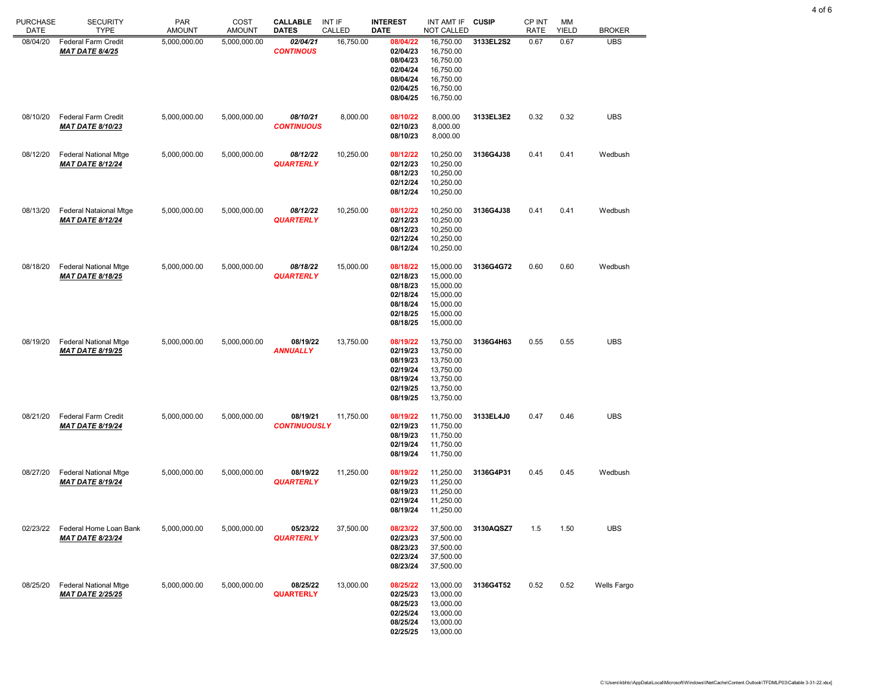| PURCHASE DATE | SECURITY TYPE | PAR AMOUNT | COST AMOUNT | CALLABLE DATES | INT IF CALLED | INTEREST DATE | INT AMT IF NOT CALLED | CUSIP | CP INT RATE | MM YIELD | BROKER |
|---|---|---|---|---|---|---|---|---|---|---|---|
| 08/04/20 | Federal Farm Credit | 5,000,000.00 | 5,000,000.00 | *02/04/21* | 16,750.00 | **08/04/22** | 16,750.00 | **3133EL2S2** | 0.67 | 0.67 | UBS |
| | ***MAT DATE 8/4/25*** | | | ***CONTINOUS*** | | **02/04/23** | 16,750.00 | | | | |
| | | | | | | **08/04/23** | 16,750.00 | | | | |
| | | | | | | **02/04/24** | 16,750.00 | | | | |
| | | | | | | **08/04/24** | 16,750.00 | | | | |
| | | | | | | **02/04/25** | 16,750.00 | | | | |
| | | | | | | **08/04/25** | 16,750.00 | | | | |
| 08/10/20 | Federal Farm Credit | 5,000,000.00 | 5,000,000.00 | *08/10/21* | 8,000.00 | **08/10/22** | 8,000.00 | **3133EL3E2** | 0.32 | 0.32 | UBS |
| | ***MAT DATE 8/10/23*** | | | ***CONTINUOUS*** | | **02/10/23** | 8,000.00 | | | | |
| | | | | | | **08/10/23** | 8,000.00 | | | | |
| 08/12/20 | Federal National Mtge | 5,000,000.00 | 5,000,000.00 | *08/12/22* | 10,250.00 | **08/12/22** | 10,250.00 | **3136G4J38** | 0.41 | 0.41 | Wedbush |
| | ***MAT DATE 8/12/24*** | | | ***QUARTERLY*** | | **02/12/23** | 10,250.00 | | | | |
| | | | | | | **08/12/23** | 10,250.00 | | | | |
| | | | | | | **02/12/24** | 10,250.00 | | | | |
| | | | | | | **08/12/24** | 10,250.00 | | | | |
| 08/13/20 | Federal Nataional Mtge | 5,000,000.00 | 5,000,000.00 | *08/12/22* | 10,250.00 | **08/12/22** | 10,250.00 | **3136G4J38** | 0.41 | 0.41 | Wedbush |
| | ***MAT DATE 8/12/24*** | | | ***QUARTERLY*** | | **02/12/23** | 10,250.00 | | | | |
| | | | | | | **08/12/23** | 10,250.00 | | | | |
| | | | | | | **02/12/24** | 10,250.00 | | | | |
| | | | | | | **08/12/24** | 10,250.00 | | | | |
| 08/18/20 | Federal National Mtge | 5,000,000.00 | 5,000,000.00 | *08/18/22* | 15,000.00 | **08/18/22** | 15,000.00 | **3136G4G72** | 0.60 | 0.60 | Wedbush |
| | ***MAT DATE 8/18/25*** | | | ***QUARTERLY*** | | **02/18/23** | 15,000.00 | | | | |
| | | | | | | **08/18/23** | 15,000.00 | | | | |
| | | | | | | **02/18/24** | 15,000.00 | | | | |
| | | | | | | **08/18/24** | 15,000.00 | | | | |
| | | | | | | **02/18/25** | 15,000.00 | | | | |
| | | | | | | **08/18/25** | 15,000.00 | | | | |
| 08/19/20 | Federal National Mtge | 5,000,000.00 | 5,000,000.00 | 08/19/22 | 13,750.00 | **08/19/22** | 13,750.00 | **3136G4H63** | 0.55 | 0.55 | UBS |
| | ***MAT DATE 8/19/25*** | | | ***ANNUALLY*** | | **02/19/23** | 13,750.00 | | | | |
| | | | | | | **08/19/23** | 13,750.00 | | | | |
| | | | | | | **02/19/24** | 13,750.00 | | | | |
| | | | | | | **08/19/24** | 13,750.00 | | | | |
| | | | | | | **02/19/25** | 13,750.00 | | | | |
| | | | | | | **08/19/25** | 13,750.00 | | | | |
| 08/21/20 | Federal Farm Credit | 5,000,000.00 | 5,000,000.00 | 08/19/21 | 11,750.00 | **08/19/22** | 11,750.00 | **3133EL4J0** | 0.47 | 0.46 | UBS |
| | ***MAT DATE 8/19/24*** | | | ***CONTINUOUSLY*** | | **02/19/23** | 11,750.00 | | | | |
| | | | | | | **08/19/23** | 11,750.00 | | | | |
| | | | | | | **02/19/24** | 11,750.00 | | | | |
| | | | | | | **08/19/24** | 11,750.00 | | | | |
| 08/27/20 | Federal National Mtge | 5,000,000.00 | 5,000,000.00 | 08/19/22 | 11,250.00 | **08/19/22** | 11,250.00 | **3136G4P31** | 0.45 | 0.45 | Wedbush |
| | ***MAT DATE 8/19/24*** | | | ***QUARTERLY*** | | **02/19/23** | 11,250.00 | | | | |
| | | | | | | **08/19/23** | 11,250.00 | | | | |
| | | | | | | **02/19/24** | 11,250.00 | | | | |
| | | | | | | **08/19/24** | 11,250.00 | | | | |
| 02/23/22 | Federal Home Loan Bank | 5,000,000.00 | 5,000,000.00 | 05/23/22 | 37,500.00 | **08/23/22** | 37,500.00 | **3130AQSZ7** | 1.5 | 1.50 | UBS |
| | ***MAT DATE 8/23/24*** | | | ***QUARTERLY*** | | **02/23/23** | 37,500.00 | | | | |
| | | | | | | **08/23/23** | 37,500.00 | | | | |
| | | | | | | **02/23/24** | 37,500.00 | | | | |
| | | | | | | **08/23/24** | 37,500.00 | | | | |
| 08/25/20 | Federal National Mtge | 5,000,000.00 | 5,000,000.00 | 08/25/22 | 13,000.00 | **08/25/22** | 13,000.00 | **3136G4T52** | 0.52 | 0.52 | Wells Fargo |
| | ***MAT DATE 2/25/25*** | | | **QUARTERLY** | | **02/25/23** | 13,000.00 | | | | |
| | | | | | | **08/25/23** | 13,000.00 | | | | |
| | | | | | | **02/25/24** | 13,000.00 | | | | |
| | | | | | | **08/25/24** | 13,000.00 | | | | |
| | | | | | | **02/25/25** | 13,000.00 | | | | |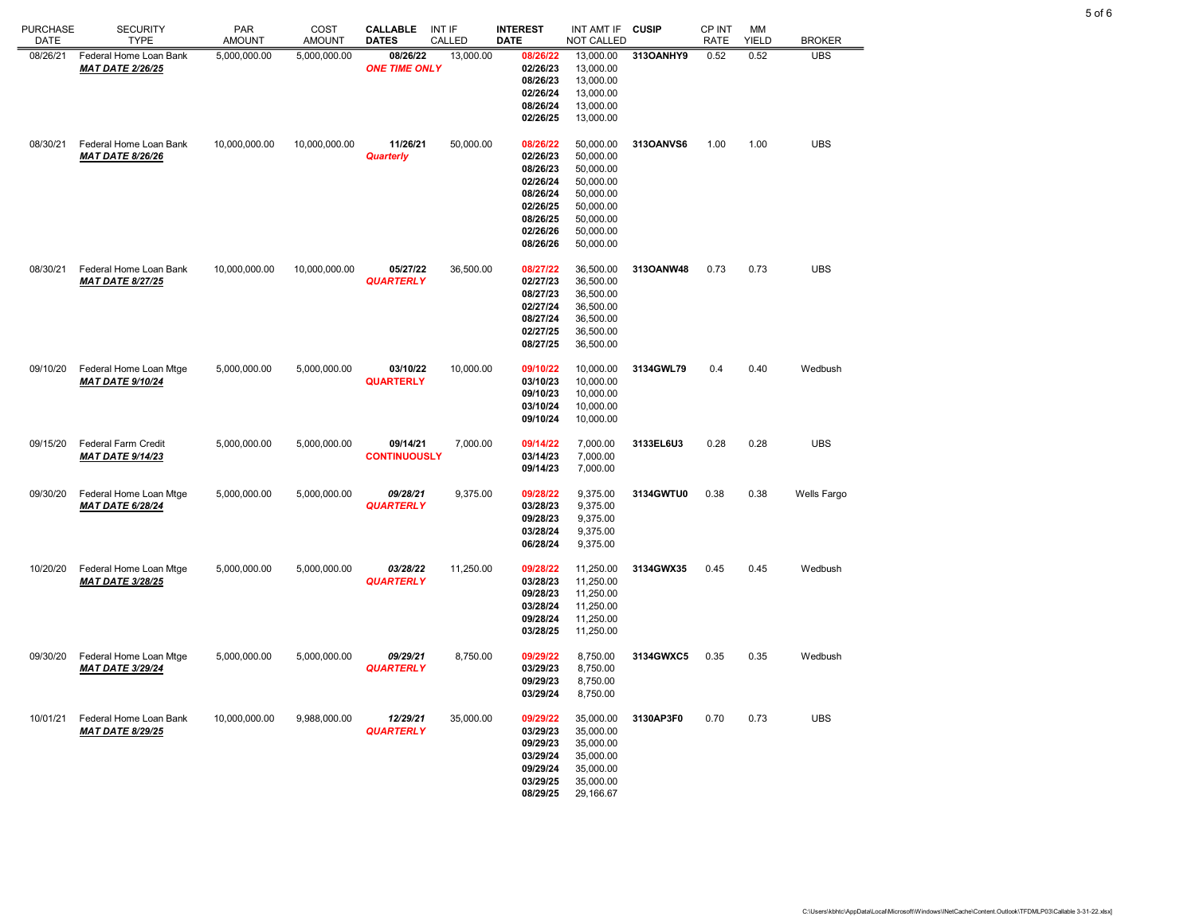| PURCHASE DATE | SECURITY TYPE | PAR AMOUNT | COST AMOUNT | CALLABLE DATES | INT IF CALLED | INTEREST DATE | INT AMT IF NOT CALLED | CUSIP | CP INT RATE | MM YIELD | BROKER |
|---|---|---|---|---|---|---|---|---|---|---|---|
| 08/26/21 | Federal Home Loan Bank | 5,000,000.00 | 5,000,000.00 | 08/26/22 | 13,000.00 | 08/26/22 | 13,000.00 | 313OANHY9 | 0.52 | 0.52 | UBS |
| | ***MAT DATE 2/26/25*** | | | ***ONE TIME ONLY*** | | 02/26/23 | 13,000.00 | | | | |
| | | | | | | 08/26/23 | 13,000.00 | | | | |
| | | | | | | 02/26/24 | 13,000.00 | | | | |
| | | | | | | 08/26/24 | 13,000.00 | | | | |
| | | | | | | 02/26/25 | 13,000.00 | | | | |
| 08/30/21 | Federal Home Loan Bank | 10,000,000.00 | 10,000,000.00 | 11/26/21 | 50,000.00 | 08/26/22 | 50,000.00 | 313OANVS6 | 1.00 | 1.00 | UBS |
| | ***MAT DATE 8/26/26*** | | | ***Quarterly*** | | 02/26/23 | 50,000.00 | | | | |
| | | | | | | 08/26/23 | 50,000.00 | | | | |
| | | | | | | 02/26/24 | 50,000.00 | | | | |
| | | | | | | 08/26/24 | 50,000.00 | | | | |
| | | | | | | 02/26/25 | 50,000.00 | | | | |
| | | | | | | 08/26/25 | 50,000.00 | | | | |
| | | | | | | 02/26/26 | 50,000.00 | | | | |
| | | | | | | 08/26/26 | 50,000.00 | | | | |
| 08/30/21 | Federal Home Loan Bank | 10,000,000.00 | 10,000,000.00 | 05/27/22 | 36,500.00 | 08/27/22 | 36,500.00 | 313OANW48 | 0.73 | 0.73 | UBS |
| | ***MAT DATE 8/27/25*** | | | ***QUARTERLY*** | | 02/27/23 | 36,500.00 | | | | |
| | | | | | | 08/27/23 | 36,500.00 | | | | |
| | | | | | | 02/27/24 | 36,500.00 | | | | |
| | | | | | | 08/27/24 | 36,500.00 | | | | |
| | | | | | | 02/27/25 | 36,500.00 | | | | |
| | | | | | | 08/27/25 | 36,500.00 | | | | |
| 09/10/20 | Federal Home Loan Mtge | 5,000,000.00 | 5,000,000.00 | 03/10/22 | 10,000.00 | 09/10/22 | 10,000.00 | 3134GWL79 | 0.4 | 0.40 | Wedbush |
| | ***MAT DATE 9/10/24*** | | | ***QUARTERLY*** | | 03/10/23 | 10,000.00 | | | | |
| | | | | | | 09/10/23 | 10,000.00 | | | | |
| | | | | | | 03/10/24 | 10,000.00 | | | | |
| | | | | | | 09/10/24 | 10,000.00 | | | | |
| 09/15/20 | Federal Farm Credit | 5,000,000.00 | 5,000,000.00 | 09/14/21 | 7,000.00 | 09/14/22 | 7,000.00 | 3133EL6U3 | 0.28 | 0.28 | UBS |
| | ***MAT DATE 9/14/23*** | | | ***CONTINUOUSLY*** | | 03/14/23 | 7,000.00 | | | | |
| | | | | | | 09/14/23 | 7,000.00 | | | | |
| 09/30/20 | Federal Home Loan Mtge | 5,000,000.00 | 5,000,000.00 | *09/28/21* | 9,375.00 | 09/28/22 | 9,375.00 | 3134GWTU0 | 0.38 | 0.38 | Wells Fargo |
| | ***MAT DATE 6/28/24*** | | | ***QUARTERLY*** | | 03/28/23 | 9,375.00 | | | | |
| | | | | | | 09/28/23 | 9,375.00 | | | | |
| | | | | | | 03/28/24 | 9,375.00 | | | | |
| | | | | | | 06/28/24 | 9,375.00 | | | | |
| 10/20/20 | Federal Home Loan Mtge | 5,000,000.00 | 5,000,000.00 | *03/28/22* | 11,250.00 | 09/28/22 | 11,250.00 | 3134GWX35 | 0.45 | 0.45 | Wedbush |
| | ***MAT DATE 3/28/25*** | | | ***QUARTERLY*** | | 03/28/23 | 11,250.00 | | | | |
| | | | | | | 09/28/23 | 11,250.00 | | | | |
| | | | | | | 03/28/24 | 11,250.00 | | | | |
| | | | | | | 09/28/24 | 11,250.00 | | | | |
| | | | | | | 03/28/25 | 11,250.00 | | | | |
| 09/30/20 | Federal Home Loan Mtge | 5,000,000.00 | 5,000,000.00 | *09/29/21* | 8,750.00 | 09/29/22 | 8,750.00 | 3134GWXC5 | 0.35 | 0.35 | Wedbush |
| | ***MAT DATE 3/29/24*** | | | ***QUARTERLY*** | | 03/29/23 | 8,750.00 | | | | |
| | | | | | | 09/29/23 | 8,750.00 | | | | |
| | | | | | | 03/29/24 | 8,750.00 | | | | |
| 10/01/21 | Federal Home Loan Bank | 10,000,000.00 | 9,988,000.00 | *12/29/21* | 35,000.00 | 09/29/22 | 35,000.00 | 3130AP3F0 | 0.70 | 0.73 | UBS |
| | ***MAT DATE 8/29/25*** | | | ***QUARTERLY*** | | 03/29/23 | 35,000.00 | | | | |
| | | | | | | 09/29/23 | 35,000.00 | | | | |
| | | | | | | 03/29/24 | 35,000.00 | | | | |
| | | | | | | 09/29/24 | 35,000.00 | | | | |
| | | | | | | 03/29/25 | 35,000.00 | | | | |
| | | | | | | 08/29/25 | 29,166.67 | | | | |

C:\Users\kbhtc\AppData\Local\Microsoft\Windows\INetCache\Content.Outlook\TFDMLP03\Callable 3-31-22.xlsx]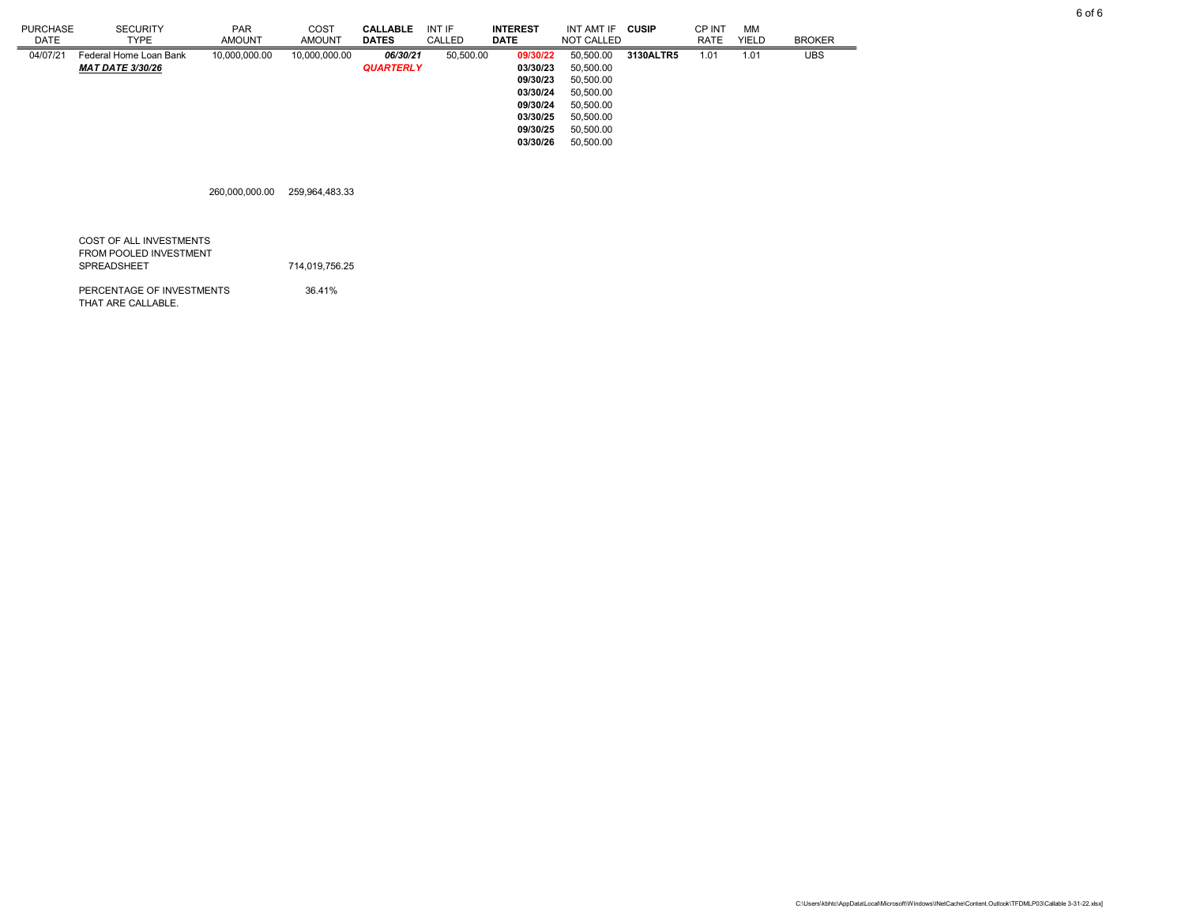| PURCHASE DATE | SECURITY TYPE | PAR AMOUNT | COST AMOUNT | **CALLABLE DATES** | INT IF CALLED | **INTEREST DATE** | INT AMT IF NOT CALLED | **CUSIP** | CP INT RATE | MM YIELD | BROKER |
|---|---|---|---|---|---|---|---|---|---|---|---|
| 04/07/21 | Federal Home Loan Bank | 10,000,000.00 | 10,000,000.00 | ***06/30/21*** | 50,500.00 | **09/30/22** | 50,500.00 | **3130ALTR5** | 1.01 | 1.01 | UBS |
| | ***MAT DATE 3/30/26*** | | | ***QUARTERLY*** | | **03/30/23** | 50,500.00 | | | | |
| | | | | | | **09/30/23** | 50,500.00 | | | | |
| | | | | | | **03/30/24** | 50,500.00 | | | | |
| | | | | | | **09/30/24** | 50,500.00 | | | | |
| | | | | | | **03/30/25** | 50,500.00 | | | | |
| | | | | | | **09/30/25** | 50,500.00 | | | | |
| | | | | | | **03/30/26** | 50,500.00 | | | | |
| | | 260,000,000.00 | 259,964,483.33 | | | | | | | | |

| | |
|---|---|
| COST OF ALL INVESTMENTS FROM POOLED INVESTMENT SPREADSHEET | 714,019,756.25 |
| PERCENTAGE OF INVESTMENTS THAT ARE CALLABLE. | 36.41% |

C:\Users\kbhtc\AppData\Local\Microsoft\Windows\INetCache\Content.Outlook\TFDMLP03\Callable 3-31-22.xlsx]